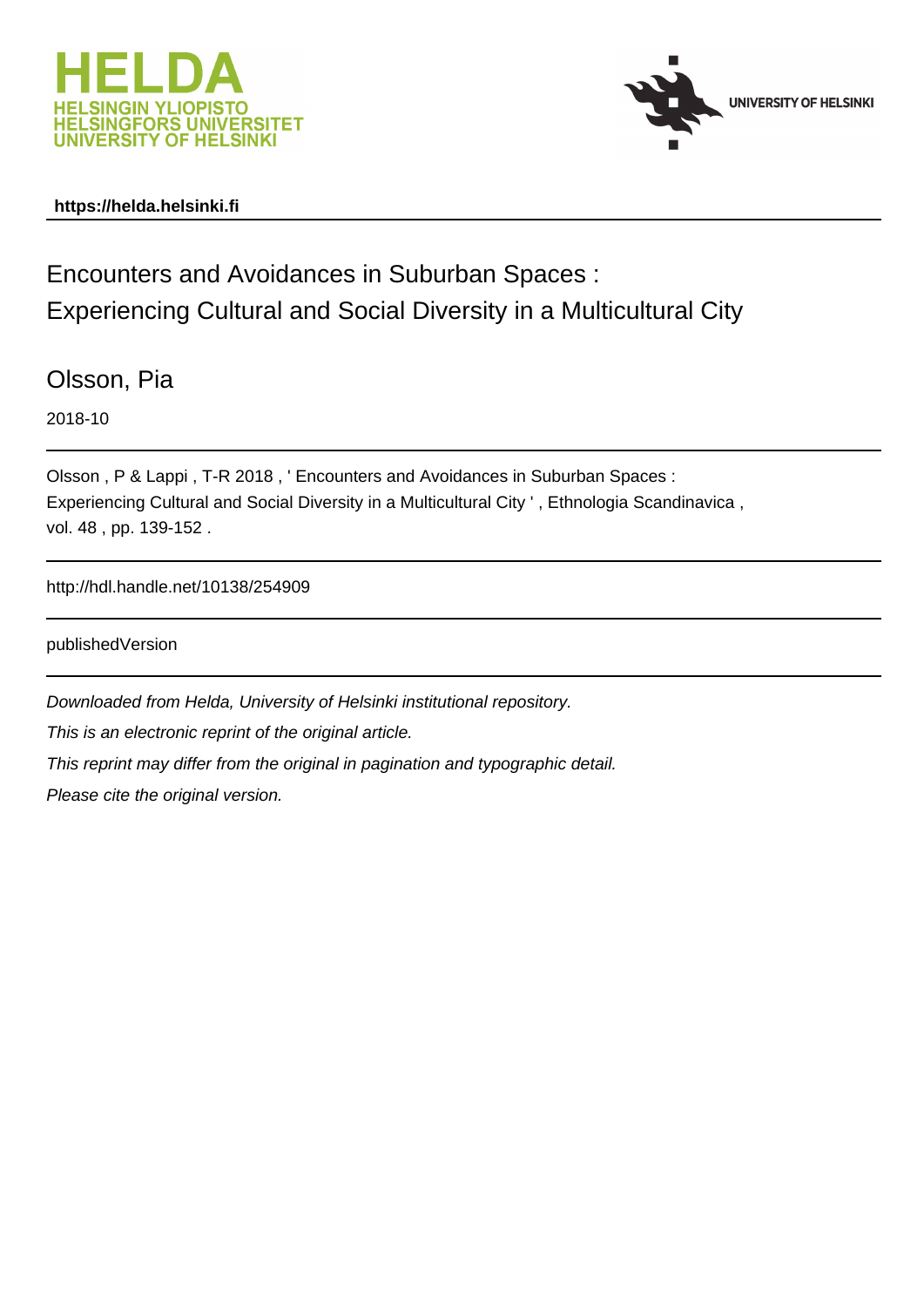HELDA
HELSINGIN YLIOPISTO
HELSINGFORS UNIVERSITET
UNIVERSITY OF HELSINKI

UNIVERSITY OF HELSINKI

**https://helda.helsinki.fi**

# Encounters and Avoidances in Suburban Spaces : Experiencing Cultural and Social Diversity in a Multicultural City

Olsson, Pia

2018-10

Olsson , P & Lappi , T-R 2018 , ' Encounters and Avoidances in Suburban Spaces : Experiencing Cultural and Social Diversity in a Multicultural City ' , Ethnologia Scandinavica , vol. 48 , pp. 139-152 .

http://hdl.handle.net/10138/254909

publishedVersion

*Downloaded from Helda, University of Helsinki institutional repository.*

*This is an electronic reprint of the original article.*

*This reprint may differ from the original in pagination and typographic detail.*

*Please cite the original version.*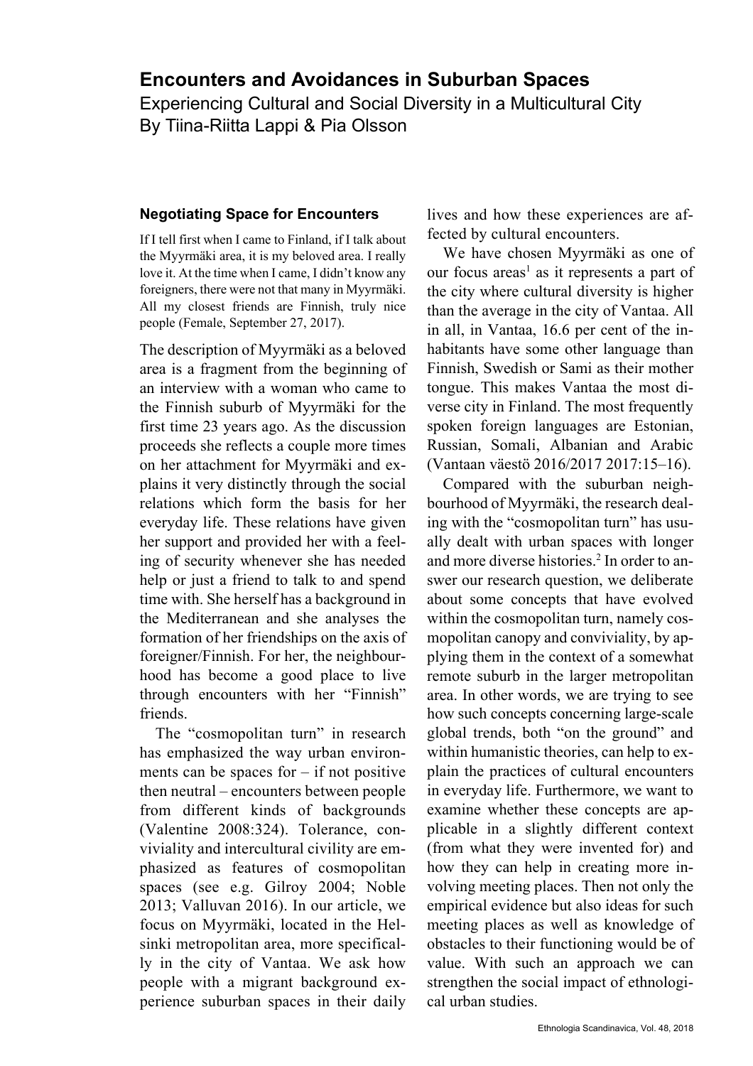# Encounters and Avoidances in Suburban Spaces

Experiencing Cultural and Social Diversity in a Multicultural City

By Tiina-Riitta Lappi & Pia Olsson

### Negotiating Space for Encounters

> If I tell first when I came to Finland, if I talk about the Myyrmäki area, it is my beloved area. I really love it. At the time when I came, I didn't know any foreigners, there were not that many in Myyrmäki. All my closest friends are Finnish, truly nice people (Female, September 27, 2017).

The description of Myyrmäki as a beloved area is a fragment from the beginning of an interview with a woman who came to the Finnish suburb of Myyrmäki for the first time 23 years ago. As the discussion proceeds she reflects a couple more times on her attachment for Myyrmäki and explains it very distinctly through the social relations which form the basis for her everyday life. These relations have given her support and provided her with a feeling of security whenever she has needed help or just a friend to talk to and spend time with. She herself has a background in the Mediterranean and she analyses the formation of her friendships on the axis of foreigner/Finnish. For her, the neighbourhood has become a good place to live through encounters with her "Finnish" friends.

The "cosmopolitan turn" in research has emphasized the way urban environments can be spaces for – if not positive then neutral – encounters between people from different kinds of backgrounds (Valentine 2008:324). Tolerance, conviviality and intercultural civility are emphasized as features of cosmopolitan spaces (see e.g. Gilroy 2004; Noble 2013; Valluvan 2016). In our article, we focus on Myyrmäki, located in the Helsinki metropolitan area, more specifically in the city of Vantaa. We ask how people with a migrant background experience suburban spaces in their daily lives and how these experiences are affected by cultural encounters.

We have chosen Myyrmäki as one of our focus areas[1] as it represents a part of the city where cultural diversity is higher than the average in the city of Vantaa. All in all, in Vantaa, 16.6 per cent of the inhabitants have some other language than Finnish, Swedish or Sami as their mother tongue. This makes Vantaa the most diverse city in Finland. The most frequently spoken foreign languages are Estonian, Russian, Somali, Albanian and Arabic (Vantaan väestö 2016/2017 2017:15–16).

Compared with the suburban neighbourhood of Myyrmäki, the research dealing with the "cosmopolitan turn" has usually dealt with urban spaces with longer and more diverse histories.[2] In order to answer our research question, we deliberate about some concepts that have evolved within the cosmopolitan turn, namely cosmopolitan canopy and conviviality, by applying them in the context of a somewhat remote suburb in the larger metropolitan area. In other words, we are trying to see how such concepts concerning large-scale global trends, both "on the ground" and within humanistic theories, can help to explain the practices of cultural encounters in everyday life. Furthermore, we want to examine whether these concepts are applicable in a slightly different context (from what they were invented for) and how they can help in creating more involving meeting places. Then not only the empirical evidence but also ideas for such meeting places as well as knowledge of obstacles to their functioning would be of value. With such an approach we can strengthen the social impact of ethnological urban studies.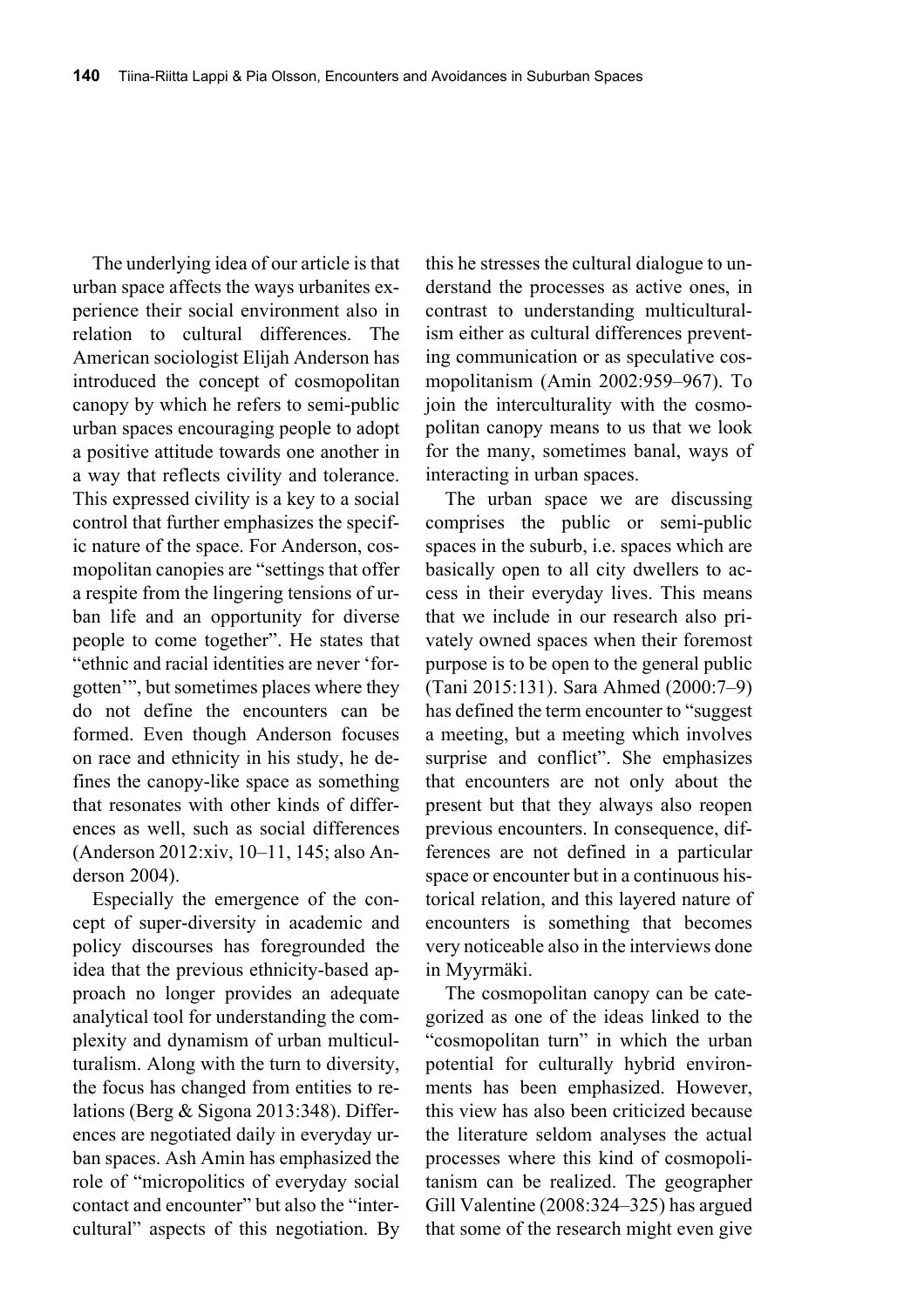The underlying idea of our article is that urban space affects the ways urbanites experience their social environment also in relation to cultural differences. The American sociologist Elijah Anderson has introduced the concept of cosmopolitan canopy by which he refers to semi-public urban spaces encouraging people to adopt a positive attitude towards one another in a way that reflects civility and tolerance. This expressed civility is a key to a social control that further emphasizes the specific nature of the space. For Anderson, cosmopolitan canopies are "settings that offer a respite from the lingering tensions of urban life and an opportunity for diverse people to come together". He states that "ethnic and racial identities are never 'forgotten'", but sometimes places where they do not define the encounters can be formed. Even though Anderson focuses on race and ethnicity in his study, he defines the canopy-like space as something that resonates with other kinds of differences as well, such as social differences (Anderson 2012:xiv, 10–11, 145; also Anderson 2004).

Especially the emergence of the concept of super-diversity in academic and policy discourses has foregrounded the idea that the previous ethnicity-based approach no longer provides an adequate analytical tool for understanding the complexity and dynamism of urban multiculturalism. Along with the turn to diversity, the focus has changed from entities to relations (Berg & Sigona 2013:348). Differences are negotiated daily in everyday urban spaces. Ash Amin has emphasized the role of "micropolitics of everyday social contact and encounter" but also the "intercultural" aspects of this negotiation. By this he stresses the cultural dialogue to understand the processes as active ones, in contrast to understanding multiculturalism either as cultural differences preventing communication or as speculative cosmopolitanism (Amin 2002:959–967). To join the interculturality with the cosmopolitan canopy means to us that we look for the many, sometimes banal, ways of interacting in urban spaces.

The urban space we are discussing comprises the public or semi-public spaces in the suburb, i.e. spaces which are basically open to all city dwellers to access in their everyday lives. This means that we include in our research also privately owned spaces when their foremost purpose is to be open to the general public (Tani 2015:131). Sara Ahmed (2000:7–9) has defined the term encounter to "suggest a meeting, but a meeting which involves surprise and conflict". She emphasizes that encounters are not only about the present but that they always also reopen previous encounters. In consequence, differences are not defined in a particular space or encounter but in a continuous historical relation, and this layered nature of encounters is something that becomes very noticeable also in the interviews done in Myyrmäki.

The cosmopolitan canopy can be categorized as one of the ideas linked to the "cosmopolitan turn" in which the urban potential for culturally hybrid environments has been emphasized. However, this view has also been criticized because the literature seldom analyses the actual processes where this kind of cosmopolitanism can be realized. The geographer Gill Valentine (2008:324–325) has argued that some of the research might even give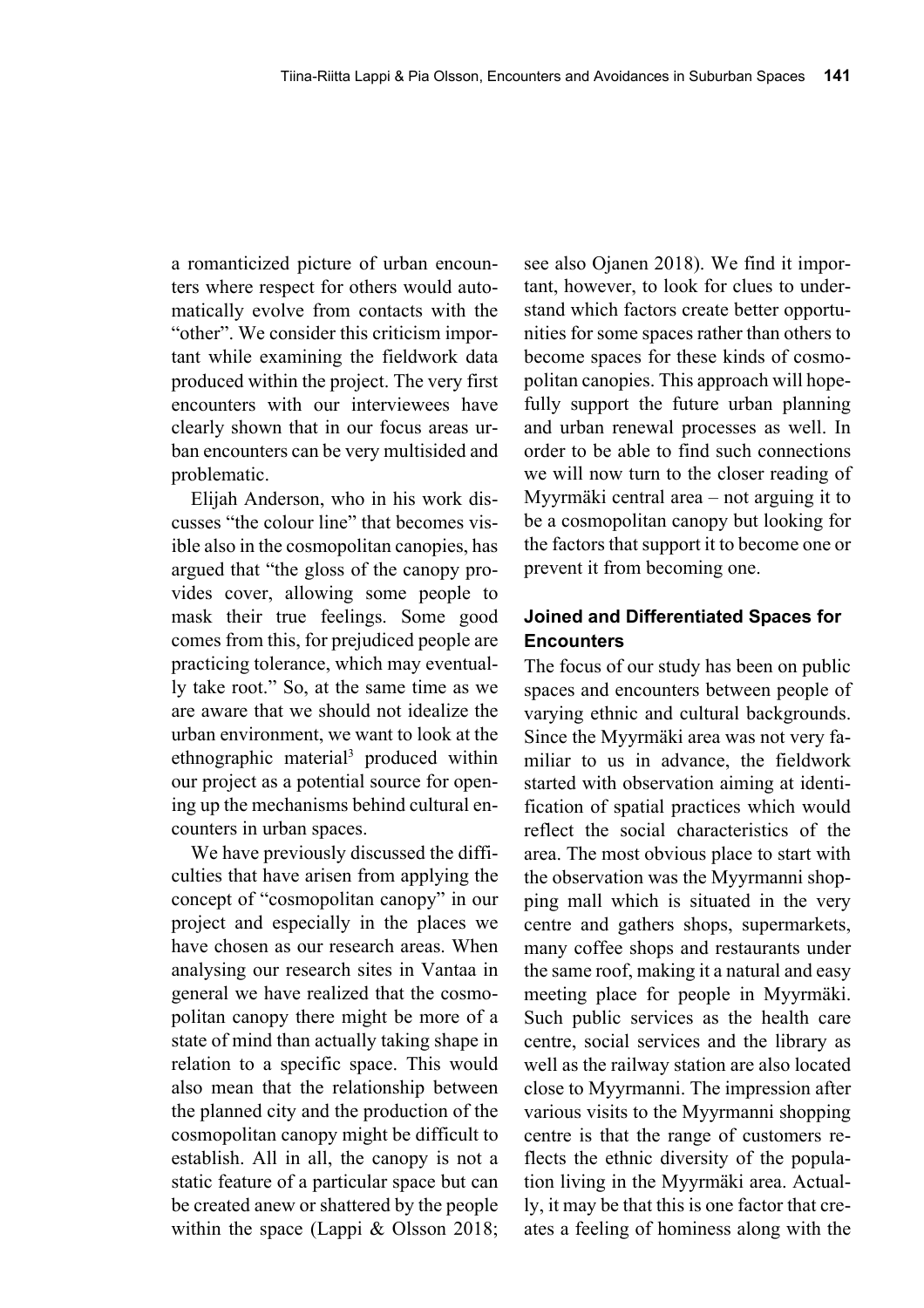a romanticized picture of urban encounters where respect for others would automatically evolve from contacts with the "other". We consider this criticism important while examining the fieldwork data produced within the project. The very first encounters with our interviewees have clearly shown that in our focus areas urban encounters can be very multisided and problematic.

Elijah Anderson, who in his work discusses "the colour line" that becomes visible also in the cosmopolitan canopies, has argued that "the gloss of the canopy provides cover, allowing some people to mask their true feelings. Some good comes from this, for prejudiced people are practicing tolerance, which may eventually take root." So, at the same time as we are aware that we should not idealize the urban environment, we want to look at the ethnographic material[3] produced within our project as a potential source for opening up the mechanisms behind cultural encounters in urban spaces.

We have previously discussed the difficulties that have arisen from applying the concept of "cosmopolitan canopy" in our project and especially in the places we have chosen as our research areas. When analysing our research sites in Vantaa in general we have realized that the cosmopolitan canopy there might be more of a state of mind than actually taking shape in relation to a specific space. This would also mean that the relationship between the planned city and the production of the cosmopolitan canopy might be difficult to establish. All in all, the canopy is not a static feature of a particular space but can be created anew or shattered by the people within the space (Lappi & Olsson 2018; see also Ojanen 2018). We find it important, however, to look for clues to understand which factors create better opportunities for some spaces rather than others to become spaces for these kinds of cosmopolitan canopies. This approach will hopefully support the future urban planning and urban renewal processes as well. In order to be able to find such connections we will now turn to the closer reading of Myyrmäki central area – not arguing it to be a cosmopolitan canopy but looking for the factors that support it to become one or prevent it from becoming one.

## Joined and Differentiated Spaces for Encounters

The focus of our study has been on public spaces and encounters between people of varying ethnic and cultural backgrounds. Since the Myyrmäki area was not very familiar to us in advance, the fieldwork started with observation aiming at identification of spatial practices which would reflect the social characteristics of the area. The most obvious place to start with the observation was the Myyrmanni shopping mall which is situated in the very centre and gathers shops, supermarkets, many coffee shops and restaurants under the same roof, making it a natural and easy meeting place for people in Myyrmäki. Such public services as the health care centre, social services and the library as well as the railway station are also located close to Myyrmanni. The impression after various visits to the Myyrmanni shopping centre is that the range of customers reflects the ethnic diversity of the population living in the Myyrmäki area. Actually, it may be that this is one factor that creates a feeling of hominess along with the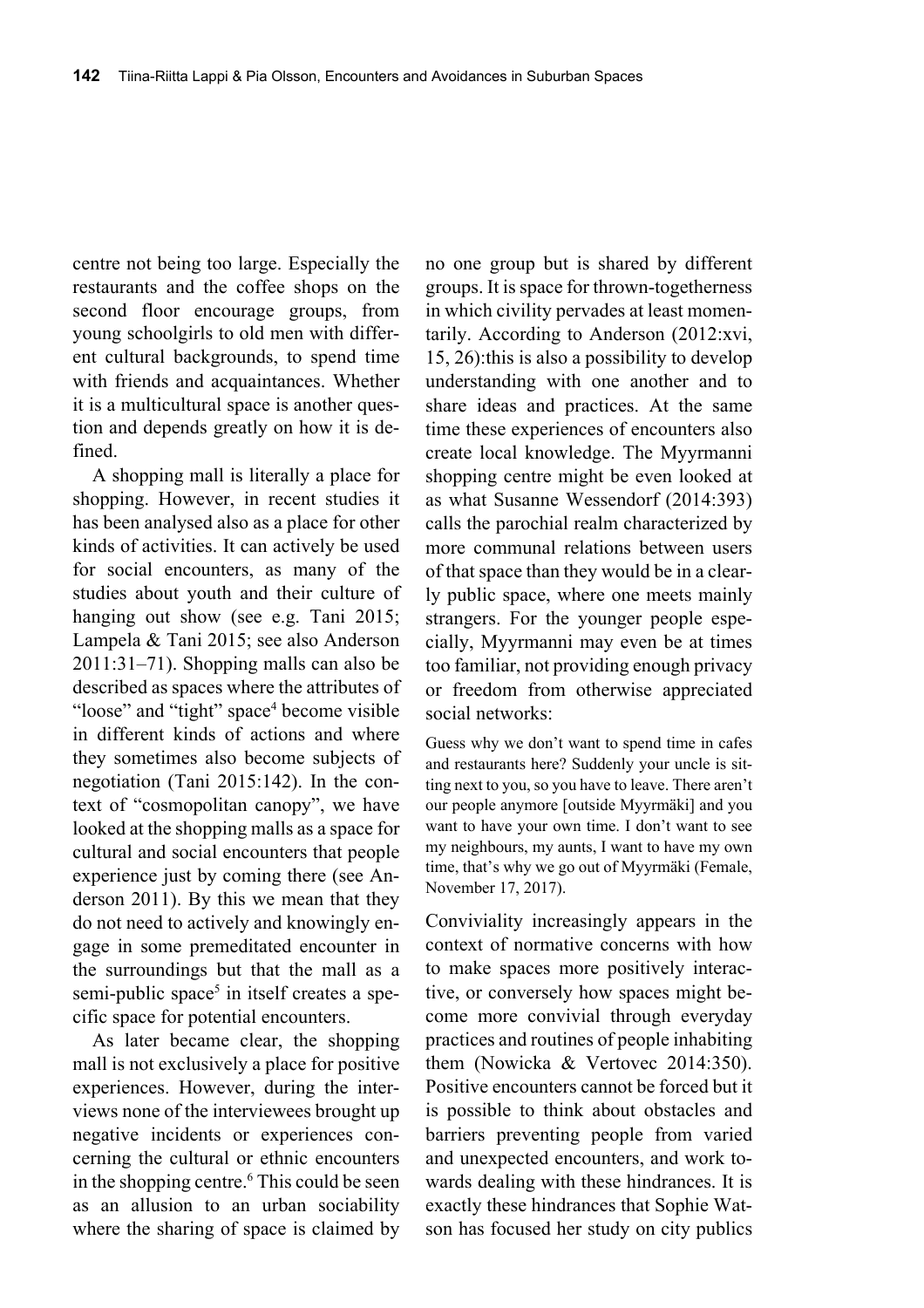centre not being too large. Especially the restaurants and the coffee shops on the second floor encourage groups, from young schoolgirls to old men with different cultural backgrounds, to spend time with friends and acquaintances. Whether it is a multicultural space is another question and depends greatly on how it is defined.

A shopping mall is literally a place for shopping. However, in recent studies it has been analysed also as a place for other kinds of activities. It can actively be used for social encounters, as many of the studies about youth and their culture of hanging out show (see e.g. Tani 2015; Lampela & Tani 2015; see also Anderson 2011:31–71). Shopping malls can also be described as spaces where the attributes of "loose" and "tight" space[4] become visible in different kinds of actions and where they sometimes also become subjects of negotiation (Tani 2015:142). In the context of "cosmopolitan canopy", we have looked at the shopping malls as a space for cultural and social encounters that people experience just by coming there (see Anderson 2011). By this we mean that they do not need to actively and knowingly engage in some premeditated encounter in the surroundings but that the mall as a semi-public space[5] in itself creates a specific space for potential encounters.

As later became clear, the shopping mall is not exclusively a place for positive experiences. However, during the interviews none of the interviewees brought up negative incidents or experiences concerning the cultural or ethnic encounters in the shopping centre.[6] This could be seen as an allusion to an urban sociability where the sharing of space is claimed by no one group but is shared by different groups. It is space for thrown-togetherness in which civility pervades at least momentarily. According to Anderson (2012:xvi, 15, 26):this is also a possibility to develop understanding with one another and to share ideas and practices. At the same time these experiences of encounters also create local knowledge. The Myyrmanni shopping centre might be even looked at as what Susanne Wessendorf (2014:393) calls the parochial realm characterized by more communal relations between users of that space than they would be in a clearly public space, where one meets mainly strangers. For the younger people especially, Myyrmanni may even be at times too familiar, not providing enough privacy or freedom from otherwise appreciated social networks:

> Guess why we don't want to spend time in cafes and restaurants here? Suddenly your uncle is sitting next to you, so you have to leave. There aren't our people anymore [outside Myyrmäki] and you want to have your own time. I don't want to see my neighbours, my aunts, I want to have my own time, that's why we go out of Myyrmäki (Female, November 17, 2017).

Conviviality increasingly appears in the context of normative concerns with how to make spaces more positively interactive, or conversely how spaces might become more convivial through everyday practices and routines of people inhabiting them (Nowicka & Vertovec 2014:350). Positive encounters cannot be forced but it is possible to think about obstacles and barriers preventing people from varied and unexpected encounters, and work towards dealing with these hindrances. It is exactly these hindrances that Sophie Watson has focused her study on city publics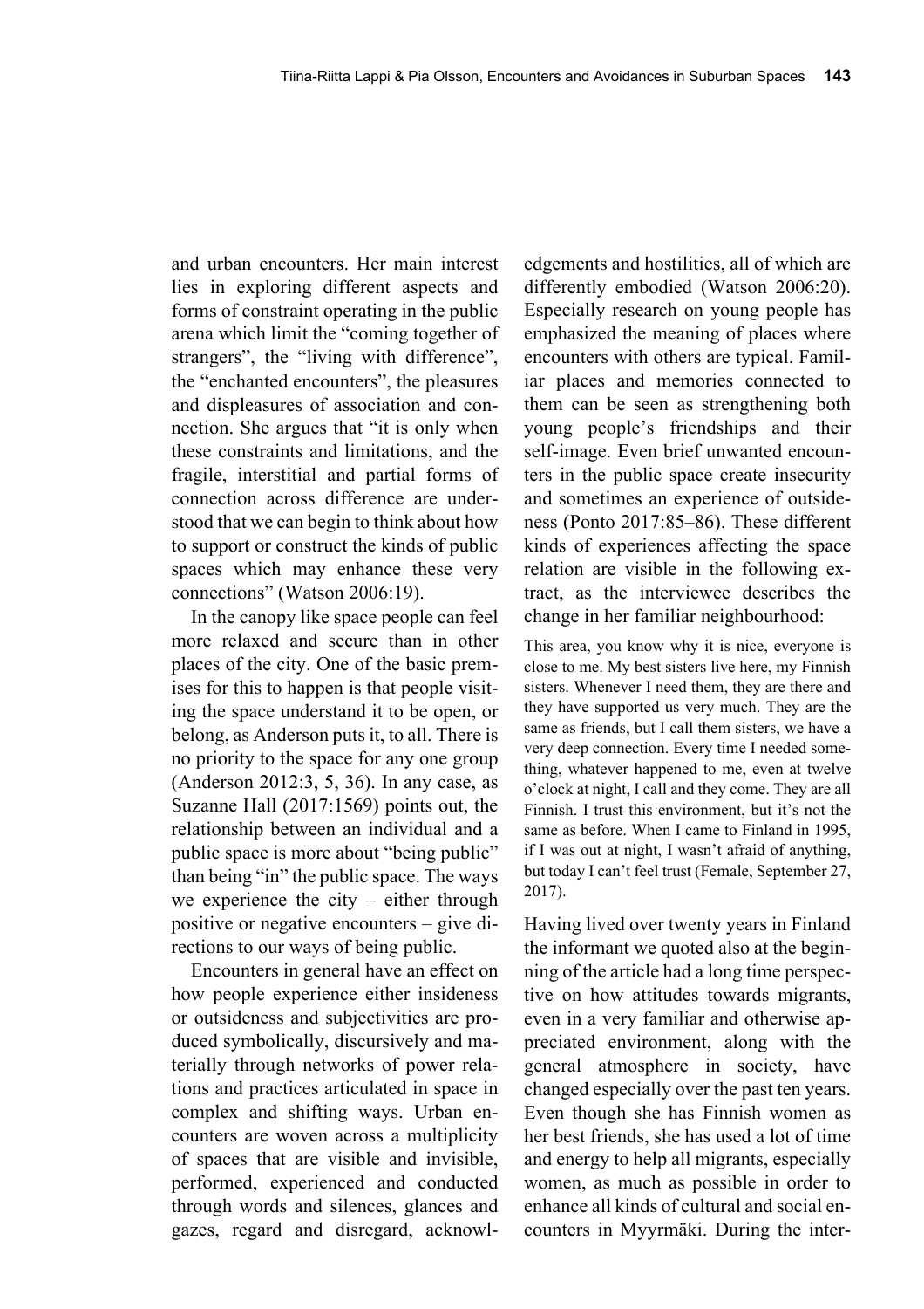and urban encounters. Her main interest lies in exploring different aspects and forms of constraint operating in the public arena which limit the "coming together of strangers", the "living with difference", the "enchanted encounters", the pleasures and displeasures of association and connection. She argues that "it is only when these constraints and limitations, and the fragile, interstitial and partial forms of connection across difference are understood that we can begin to think about how to support or construct the kinds of public spaces which may enhance these very connections" (Watson 2006:19).

In the canopy like space people can feel more relaxed and secure than in other places of the city. One of the basic premises for this to happen is that people visiting the space understand it to be open, or belong, as Anderson puts it, to all. There is no priority to the space for any one group (Anderson 2012:3, 5, 36). In any case, as Suzanne Hall (2017:1569) points out, the relationship between an individual and a public space is more about "being public" than being "in" the public space. The ways we experience the city – either through positive or negative encounters – give directions to our ways of being public.

Encounters in general have an effect on how people experience either insideness or outsideness and subjectivities are produced symbolically, discursively and materially through networks of power relations and practices articulated in space in complex and shifting ways. Urban encounters are woven across a multiplicity of spaces that are visible and invisible, performed, experienced and conducted through words and silences, glances and gazes, regard and disregard, acknowledgements and hostilities, all of which are differently embodied (Watson 2006:20). Especially research on young people has emphasized the meaning of places where encounters with others are typical. Familiar places and memories connected to them can be seen as strengthening both young people's friendships and their self-image. Even brief unwanted encounters in the public space create insecurity and sometimes an experience of outsideness (Ponto 2017:85–86). These different kinds of experiences affecting the space relation are visible in the following extract, as the interviewee describes the change in her familiar neighbourhood:

> This area, you know why it is nice, everyone is close to me. My best sisters live here, my Finnish sisters. Whenever I need them, they are there and they have supported us very much. They are the same as friends, but I call them sisters, we have a very deep connection. Every time I needed something, whatever happened to me, even at twelve o'clock at night, I call and they come. They are all Finnish. I trust this environment, but it's not the same as before. When I came to Finland in 1995, if I was out at night, I wasn't afraid of anything, but today I can't feel trust (Female, September 27, 2017).

Having lived over twenty years in Finland the informant we quoted also at the beginning of the article had a long time perspective on how attitudes towards migrants, even in a very familiar and otherwise appreciated environment, along with the general atmosphere in society, have changed especially over the past ten years. Even though she has Finnish women as her best friends, she has used a lot of time and energy to help all migrants, especially women, as much as possible in order to enhance all kinds of cultural and social encounters in Myyrmäki. During the inter-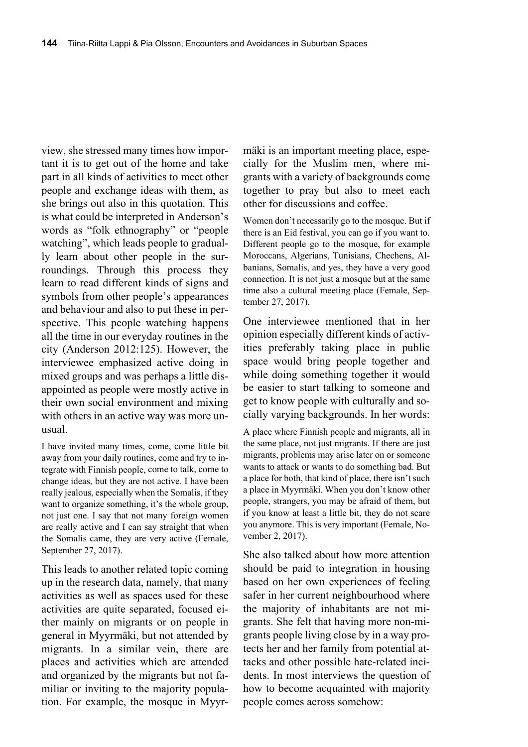view, she stressed many times how important it is to get out of the home and take part in all kinds of activities to meet other people and exchange ideas with them, as she brings out also in this quotation. This is what could be interpreted in Anderson's words as "folk ethnography" or "people watching", which leads people to gradually learn about other people in the surroundings. Through this process they learn to read different kinds of signs and symbols from other people's appearances and behaviour and also to put these in perspective. This people watching happens all the time in our everyday routines in the city (Anderson 2012:125). However, the interviewee emphasized active doing in mixed groups and was perhaps a little disappointed as people were mostly active in their own social environment and mixing with others in an active way was more unusual.

> I have invited many times, come, come little bit away from your daily routines, come and try to integrate with Finnish people, come to talk, come to change ideas, but they are not active. I have been really jealous, especially when the Somalis, if they want to organize something, it's the whole group, not just one. I say that not many foreign women are really active and I can say straight that when the Somalis came, they are very active (Female, September 27, 2017).

This leads to another related topic coming up in the research data, namely, that many activities as well as spaces used for these activities are quite separated, focused either mainly on migrants or on people in general in Myyrmäki, but not attended by migrants. In a similar vein, there are places and activities which are attended and organized by the migrants but not familiar or inviting to the majority population. For example, the mosque in Myyrmäki is an important meeting place, especially for the Muslim men, where migrants with a variety of backgrounds come together to pray but also to meet each other for discussions and coffee.

> Women don't necessarily go to the mosque. But if there is an Eid festival, you can go if you want to. Different people go to the mosque, for example Moroccans, Algerians, Tunisians, Chechens, Albanians, Somalis, and yes, they have a very good connection. It is not just a mosque but at the same time also a cultural meeting place (Female, September 27, 2017).

One interviewee mentioned that in her opinion especially different kinds of activities preferably taking place in public space would bring people together and while doing something together it would be easier to start talking to someone and get to know people with culturally and socially varying backgrounds. In her words:

> A place where Finnish people and migrants, all in the same place, not just migrants. If there are just migrants, problems may arise later on or someone wants to attack or wants to do something bad. But a place for both, that kind of place, there isn't such a place in Myyrmäki. When you don't know other people, strangers, you may be afraid of them, but if you know at least a little bit, they do not scare you anymore. This is very important (Female, November 2, 2017).

She also talked about how more attention should be paid to integration in housing based on her own experiences of feeling safer in her current neighbourhood where the majority of inhabitants are not migrants. She felt that having more non-migrants people living close by in a way protects her and her family from potential attacks and other possible hate-related incidents. In most interviews the question of how to become acquainted with majority people comes across somehow: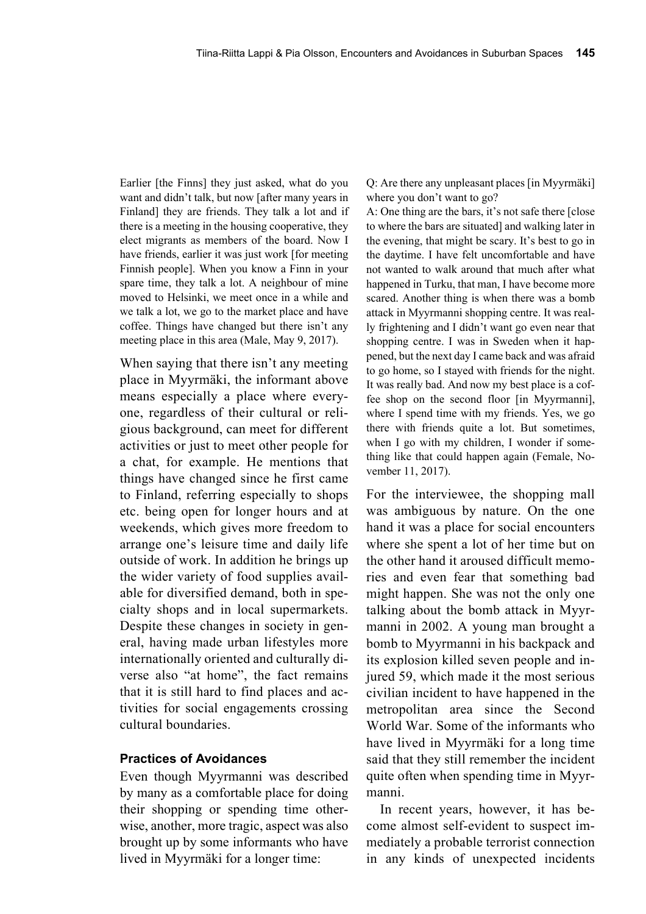> Earlier [the Finns] they just asked, what do you want and didn't talk, but now [after many years in Finland] they are friends. They talk a lot and if there is a meeting in the housing cooperative, they elect migrants as members of the board. Now I have friends, earlier it was just work [for meeting Finnish people]. When you know a Finn in your spare time, they talk a lot. A neighbour of mine moved to Helsinki, we meet once in a while and we talk a lot, we go to the market place and have coffee. Things have changed but there isn't any meeting place in this area (Male, May 9, 2017).

When saying that there isn't any meeting place in Myyrmäki, the informant above means especially a place where everyone, regardless of their cultural or religious background, can meet for different activities or just to meet other people for a chat, for example. He mentions that things have changed since he first came to Finland, referring especially to shops etc. being open for longer hours and at weekends, which gives more freedom to arrange one's leisure time and daily life outside of work. In addition he brings up the wider variety of food supplies available for diversified demand, both in specialty shops and in local supermarkets. Despite these changes in society in general, having made urban lifestyles more internationally oriented and culturally diverse also "at home", the fact remains that it is still hard to find places and activities for social engagements crossing cultural boundaries.

### Practices of Avoidances

Even though Myyrmanni was described by many as a comfortable place for doing their shopping or spending time otherwise, another, more tragic, aspect was also brought up by some informants who have lived in Myyrmäki for a longer time:

> Q: Are there any unpleasant places [in Myyrmäki] where you don't want to go?
>
> A: One thing are the bars, it's not safe there [close to where the bars are situated] and walking later in the evening, that might be scary. It's best to go in the daytime. I have felt uncomfortable and have not wanted to walk around that much after what happened in Turku, that man, I have become more scared. Another thing is when there was a bomb attack in Myyrmanni shopping centre. It was really frightening and I didn't want go even near that shopping centre. I was in Sweden when it happened, but the next day I came back and was afraid to go home, so I stayed with friends for the night. It was really bad. And now my best place is a coffee shop on the second floor [in Myyrmanni], where I spend time with my friends. Yes, we go there with friends quite a lot. But sometimes, when I go with my children, I wonder if something like that could happen again (Female, November 11, 2017).

For the interviewee, the shopping mall was ambiguous by nature. On the one hand it was a place for social encounters where she spent a lot of her time but on the other hand it aroused difficult memories and even fear that something bad might happen. She was not the only one talking about the bomb attack in Myyrmanni in 2002. A young man brought a bomb to Myyrmanni in his backpack and its explosion killed seven people and injured 59, which made it the most serious civilian incident to have happened in the metropolitan area since the Second World War. Some of the informants who have lived in Myyrmäki for a long time said that they still remember the incident quite often when spending time in Myyrmanni.

In recent years, however, it has become almost self-evident to suspect immediately a probable terrorist connection in any kinds of unexpected incidents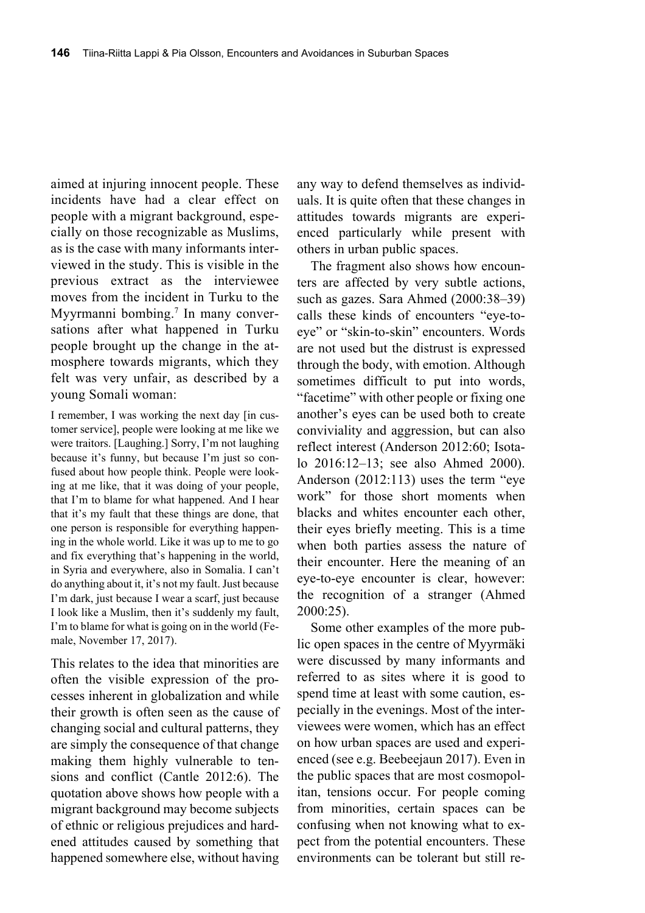aimed at injuring innocent people. These incidents have had a clear effect on people with a migrant background, especially on those recognizable as Muslims, as is the case with many informants interviewed in the study. This is visible in the previous extract as the interviewee moves from the incident in Turku to the Myyrmanni bombing.[7] In many conversations after what happened in Turku people brought up the change in the atmosphere towards migrants, which they felt was very unfair, as described by a young Somali woman:

> I remember, I was working the next day [in customer service], people were looking at me like we were traitors. [Laughing.] Sorry, I'm not laughing because it's funny, but because I'm just so confused about how people think. People were looking at me like, that it was doing of your people, that I'm to blame for what happened. And I hear that it's my fault that these things are done, that one person is responsible for everything happening in the whole world. Like it was up to me to go and fix everything that's happening in the world, in Syria and everywhere, also in Somalia. I can't do anything about it, it's not my fault. Just because I'm dark, just because I wear a scarf, just because I look like a Muslim, then it's suddenly my fault, I'm to blame for what is going on in the world (Female, November 17, 2017).

This relates to the idea that minorities are often the visible expression of the processes inherent in globalization and while their growth is often seen as the cause of changing social and cultural patterns, they are simply the consequence of that change making them highly vulnerable to tensions and conflict (Cantle 2012:6). The quotation above shows how people with a migrant background may become subjects of ethnic or religious prejudices and hardened attitudes caused by something that happened somewhere else, without having any way to defend themselves as individuals. It is quite often that these changes in attitudes towards migrants are experienced particularly while present with others in urban public spaces.

The fragment also shows how encounters are affected by very subtle actions, such as gazes. Sara Ahmed (2000:38–39) calls these kinds of encounters "eye-to-eye" or "skin-to-skin" encounters. Words are not used but the distrust is expressed through the body, with emotion. Although sometimes difficult to put into words, "facetime" with other people or fixing one another's eyes can be used both to create conviviality and aggression, but can also reflect interest (Anderson 2012:60; Isotalo 2016:12–13; see also Ahmed 2000). Anderson (2012:113) uses the term "eye work" for those short moments when blacks and whites encounter each other, their eyes briefly meeting. This is a time when both parties assess the nature of their encounter. Here the meaning of an eye-to-eye encounter is clear, however: the recognition of a stranger (Ahmed 2000:25).

Some other examples of the more public open spaces in the centre of Myyrmäki were discussed by many informants and referred to as sites where it is good to spend time at least with some caution, especially in the evenings. Most of the interviewees were women, which has an effect on how urban spaces are used and experienced (see e.g. Beebeejaun 2017). Even in the public spaces that are most cosmopolitan, tensions occur. For people coming from minorities, certain spaces can be confusing when not knowing what to expect from the potential encounters. These environments can be tolerant but still re-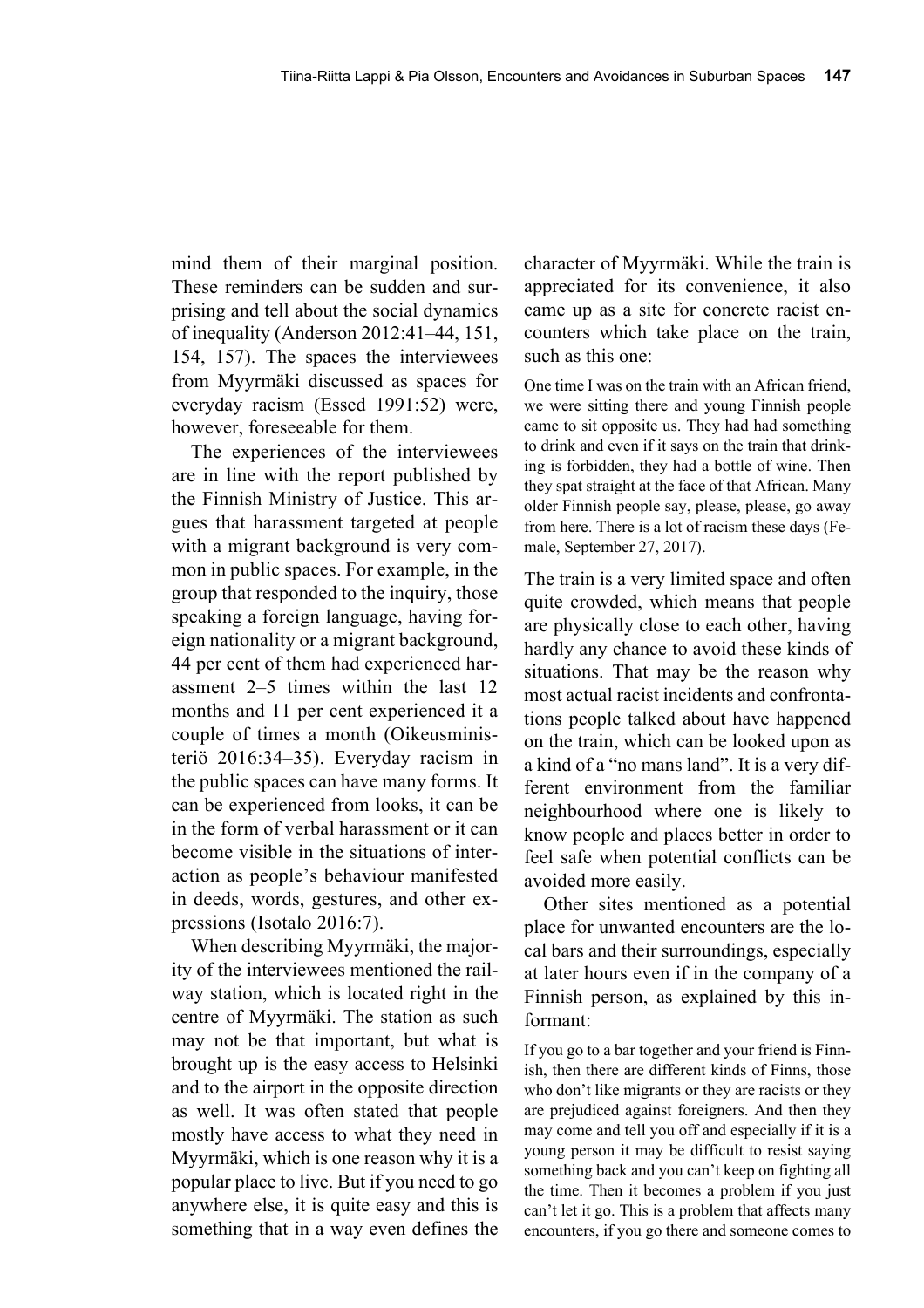mind them of their marginal position. These reminders can be sudden and surprising and tell about the social dynamics of inequality (Anderson 2012:41–44, 151, 154, 157). The spaces the interviewees from Myyrmäki discussed as spaces for everyday racism (Essed 1991:52) were, however, foreseeable for them.

The experiences of the interviewees are in line with the report published by the Finnish Ministry of Justice. This argues that harassment targeted at people with a migrant background is very common in public spaces. For example, in the group that responded to the inquiry, those speaking a foreign language, having foreign nationality or a migrant background, 44 per cent of them had experienced harassment 2–5 times within the last 12 months and 11 per cent experienced it a couple of times a month (Oikeusministeriö 2016:34–35). Everyday racism in the public spaces can have many forms. It can be experienced from looks, it can be in the form of verbal harassment or it can become visible in the situations of interaction as people's behaviour manifested in deeds, words, gestures, and other expressions (Isotalo 2016:7).

When describing Myyrmäki, the majority of the interviewees mentioned the railway station, which is located right in the centre of Myyrmäki. The station as such may not be that important, but what is brought up is the easy access to Helsinki and to the airport in the opposite direction as well. It was often stated that people mostly have access to what they need in Myyrmäki, which is one reason why it is a popular place to live. But if you need to go anywhere else, it is quite easy and this is something that in a way even defines the character of Myyrmäki. While the train is appreciated for its convenience, it also came up as a site for concrete racist encounters which take place on the train, such as this one:

> One time I was on the train with an African friend, we were sitting there and young Finnish people came to sit opposite us. They had had something to drink and even if it says on the train that drinking is forbidden, they had a bottle of wine. Then they spat straight at the face of that African. Many older Finnish people say, please, please, go away from here. There is a lot of racism these days (Female, September 27, 2017).

The train is a very limited space and often quite crowded, which means that people are physically close to each other, having hardly any chance to avoid these kinds of situations. That may be the reason why most actual racist incidents and confrontations people talked about have happened on the train, which can be looked upon as a kind of a "no mans land". It is a very different environment from the familiar neighbourhood where one is likely to know people and places better in order to feel safe when potential conflicts can be avoided more easily.

Other sites mentioned as a potential place for unwanted encounters are the local bars and their surroundings, especially at later hours even if in the company of a Finnish person, as explained by this informant:

> If you go to a bar together and your friend is Finnish, then there are different kinds of Finns, those who don't like migrants or they are racists or they are prejudiced against foreigners. And then they may come and tell you off and especially if it is a young person it may be difficult to resist saying something back and you can't keep on fighting all the time. Then it becomes a problem if you just can't let it go. This is a problem that affects many encounters, if you go there and someone comes to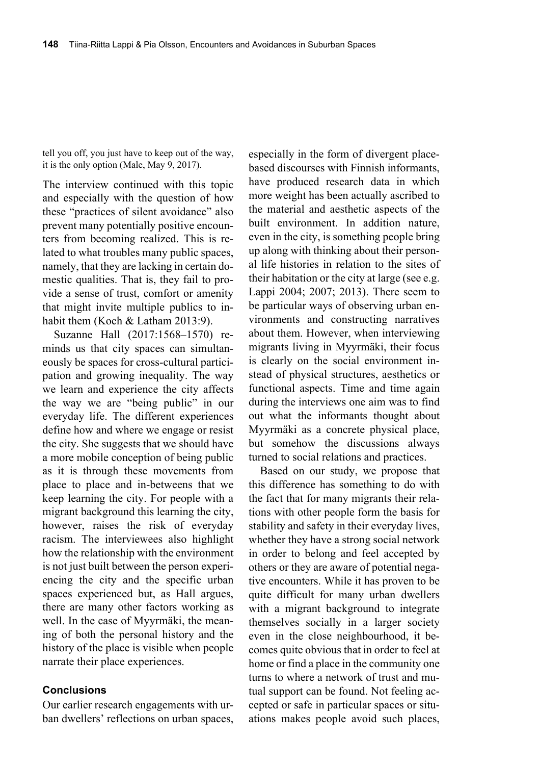tell you off, you just have to keep out of the way, it is the only option (Male, May 9, 2017).

The interview continued with this topic and especially with the question of how these "practices of silent avoidance" also prevent many potentially positive encounters from becoming realized. This is related to what troubles many public spaces, namely, that they are lacking in certain domestic qualities. That is, they fail to provide a sense of trust, comfort or amenity that might invite multiple publics to inhabit them (Koch & Latham 2013:9).

Suzanne Hall (2017:1568–1570) reminds us that city spaces can simultaneously be spaces for cross-cultural participation and growing inequality. The way we learn and experience the city affects the way we are "being public" in our everyday life. The different experiences define how and where we engage or resist the city. She suggests that we should have a more mobile conception of being public as it is through these movements from place to place and in-betweens that we keep learning the city. For people with a migrant background this learning the city, however, raises the risk of everyday racism. The interviewees also highlight how the relationship with the environment is not just built between the person experiencing the city and the specific urban spaces experienced but, as Hall argues, there are many other factors working as well. In the case of Myyrmäki, the meaning of both the personal history and the history of the place is visible when people narrate their place experiences.

### Conclusions

Our earlier research engagements with urban dwellers' reflections on urban spaces, especially in the form of divergent place-based discourses with Finnish informants, have produced research data in which more weight has been actually ascribed to the material and aesthetic aspects of the built environment. In addition nature, even in the city, is something people bring up along with thinking about their personal life histories in relation to the sites of their habitation or the city at large (see e.g. Lappi 2004; 2007; 2013). There seem to be particular ways of observing urban environments and constructing narratives about them. However, when interviewing migrants living in Myyrmäki, their focus is clearly on the social environment instead of physical structures, aesthetics or functional aspects. Time and time again during the interviews one aim was to find out what the informants thought about Myyrmäki as a concrete physical place, but somehow the discussions always turned to social relations and practices.

Based on our study, we propose that this difference has something to do with the fact that for many migrants their relations with other people form the basis for stability and safety in their everyday lives, whether they have a strong social network in order to belong and feel accepted by others or they are aware of potential negative encounters. While it has proven to be quite difficult for many urban dwellers with a migrant background to integrate themselves socially in a larger society even in the close neighbourhood, it becomes quite obvious that in order to feel at home or find a place in the community one turns to where a network of trust and mutual support can be found. Not feeling accepted or safe in particular spaces or situations makes people avoid such places,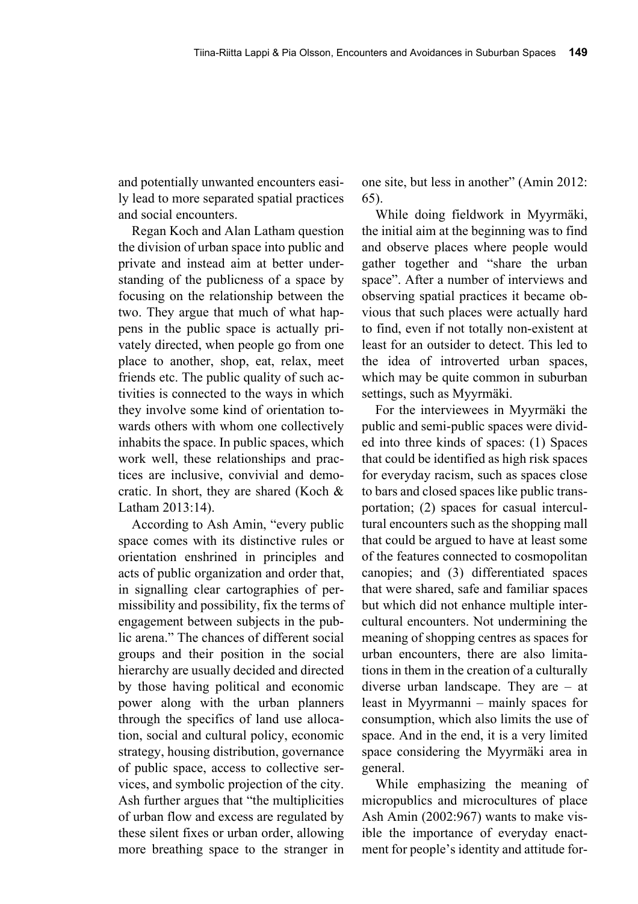and potentially unwanted encounters easily lead to more separated spatial practices and social encounters.

Regan Koch and Alan Latham question the division of urban space into public and private and instead aim at better understanding of the publicness of a space by focusing on the relationship between the two. They argue that much of what happens in the public space is actually privately directed, when people go from one place to another, shop, eat, relax, meet friends etc. The public quality of such activities is connected to the ways in which they involve some kind of orientation towards others with whom one collectively inhabits the space. In public spaces, which work well, these relationships and practices are inclusive, convivial and democratic. In short, they are shared (Koch & Latham 2013:14).

According to Ash Amin, "every public space comes with its distinctive rules or orientation enshrined in principles and acts of public organization and order that, in signalling clear cartographies of permissibility and possibility, fix the terms of engagement between subjects in the public arena." The chances of different social groups and their position in the social hierarchy are usually decided and directed by those having political and economic power along with the urban planners through the specifics of land use allocation, social and cultural policy, economic strategy, housing distribution, governance of public space, access to collective services, and symbolic projection of the city. Ash further argues that "the multiplicities of urban flow and excess are regulated by these silent fixes or urban order, allowing more breathing space to the stranger in one site, but less in another" (Amin 2012: 65).

While doing fieldwork in Myyrmäki, the initial aim at the beginning was to find and observe places where people would gather together and "share the urban space". After a number of interviews and observing spatial practices it became obvious that such places were actually hard to find, even if not totally non-existent at least for an outsider to detect. This led to the idea of introverted urban spaces, which may be quite common in suburban settings, such as Myyrmäki.

For the interviewees in Myyrmäki the public and semi-public spaces were divided into three kinds of spaces: (1) Spaces that could be identified as high risk spaces for everyday racism, such as spaces close to bars and closed spaces like public transportation; (2) spaces for casual intercultural encounters such as the shopping mall that could be argued to have at least some of the features connected to cosmopolitan canopies; and (3) differentiated spaces that were shared, safe and familiar spaces but which did not enhance multiple intercultural encounters. Not undermining the meaning of shopping centres as spaces for urban encounters, there are also limitations in them in the creation of a culturally diverse urban landscape. They are – at least in Myyrmanni – mainly spaces for consumption, which also limits the use of space. And in the end, it is a very limited space considering the Myyrmäki area in general.

While emphasizing the meaning of micropublics and microcultures of place Ash Amin (2002:967) wants to make visible the importance of everyday enactment for people's identity and attitude for-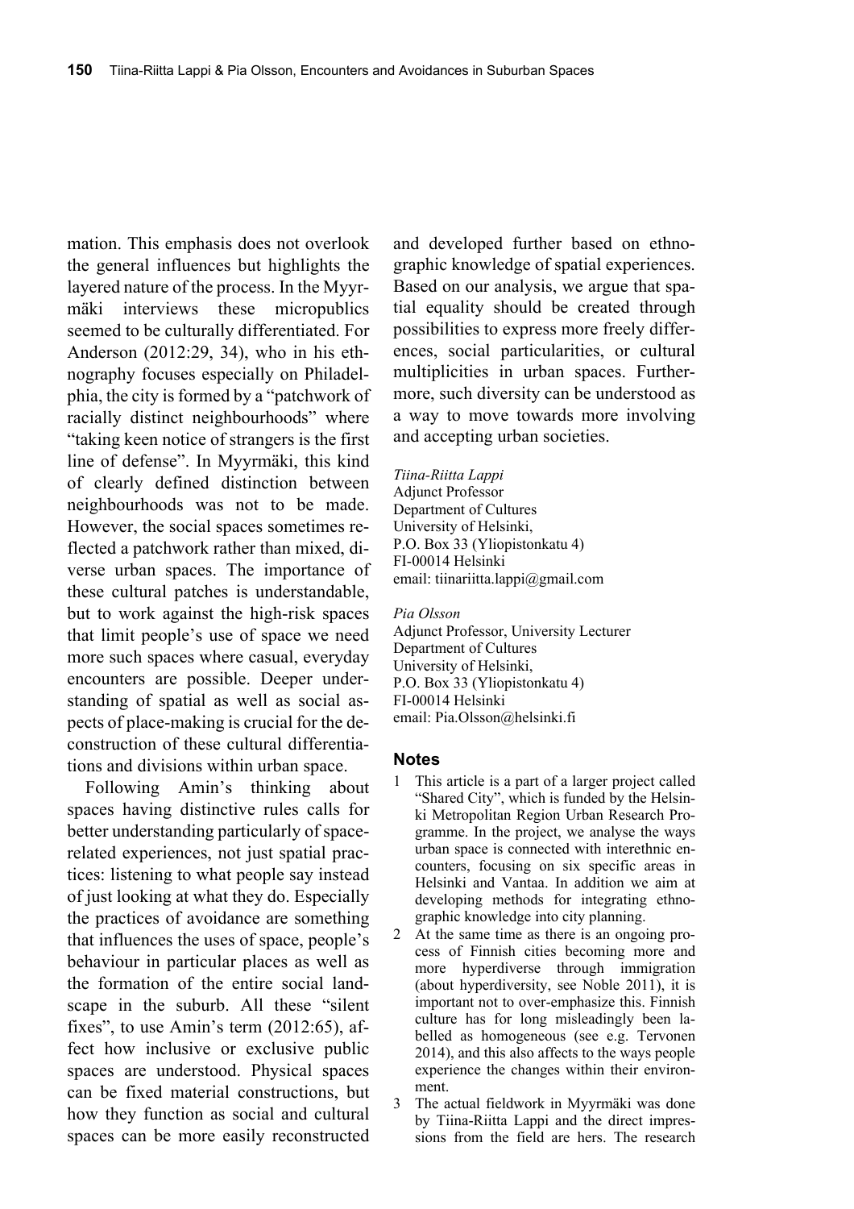mation. This emphasis does not overlook the general influences but highlights the layered nature of the process. In the Myyrmäki interviews these micropublics seemed to be culturally differentiated. For Anderson (2012:29, 34), who in his ethnography focuses especially on Philadelphia, the city is formed by a "patchwork of racially distinct neighbourhoods" where "taking keen notice of strangers is the first line of defense". In Myyrmäki, this kind of clearly defined distinction between neighbourhoods was not to be made. However, the social spaces sometimes reflected a patchwork rather than mixed, diverse urban spaces. The importance of these cultural patches is understandable, but to work against the high-risk spaces that limit people's use of space we need more such spaces where casual, everyday encounters are possible. Deeper understanding of spatial as well as social aspects of place-making is crucial for the deconstruction of these cultural differentiations and divisions within urban space.

Following Amin's thinking about spaces having distinctive rules calls for better understanding particularly of space-related experiences, not just spatial practices: listening to what people say instead of just looking at what they do. Especially the practices of avoidance are something that influences the uses of space, people's behaviour in particular places as well as the formation of the entire social landscape in the suburb. All these "silent fixes", to use Amin's term (2012:65), affect how inclusive or exclusive public spaces are understood. Physical spaces can be fixed material constructions, but how they function as social and cultural spaces can be more easily reconstructed and developed further based on ethnographic knowledge of spatial experiences. Based on our analysis, we argue that spatial equality should be created through possibilities to express more freely differences, social particularities, or cultural multiplicities in urban spaces. Furthermore, such diversity can be understood as a way to move towards more involving and accepting urban societies.

*Tiina-Riitta Lappi*
Adjunct Professor
Department of Cultures
University of Helsinki,
P.O. Box 33 (Yliopistonkatu 4)
FI-00014 Helsinki
email: tiinariitta.lappi@gmail.com

*Pia Olsson*
Adjunct Professor, University Lecturer
Department of Cultures
University of Helsinki,
P.O. Box 33 (Yliopistonkatu 4)
FI-00014 Helsinki
email: Pia.Olsson@helsinki.fi

## Notes

1. This article is a part of a larger project called "Shared City", which is funded by the Helsinki Metropolitan Region Urban Research Programme. In the project, we analyse the ways urban space is connected with interethnic encounters, focusing on six specific areas in Helsinki and Vantaa. In addition we aim at developing methods for integrating ethnographic knowledge into city planning.
2. At the same time as there is an ongoing process of Finnish cities becoming more and more hyperdiverse through immigration (about hyperdiversity, see Noble 2011), it is important not to over-emphasize this. Finnish culture has for long misleadingly been labelled as homogeneous (see e.g. Tervonen 2014), and this also affects to the ways people experience the changes within their environment.
3. The actual fieldwork in Myyrmäki was done by Tiina-Riitta Lappi and the direct impressions from the field are hers. The research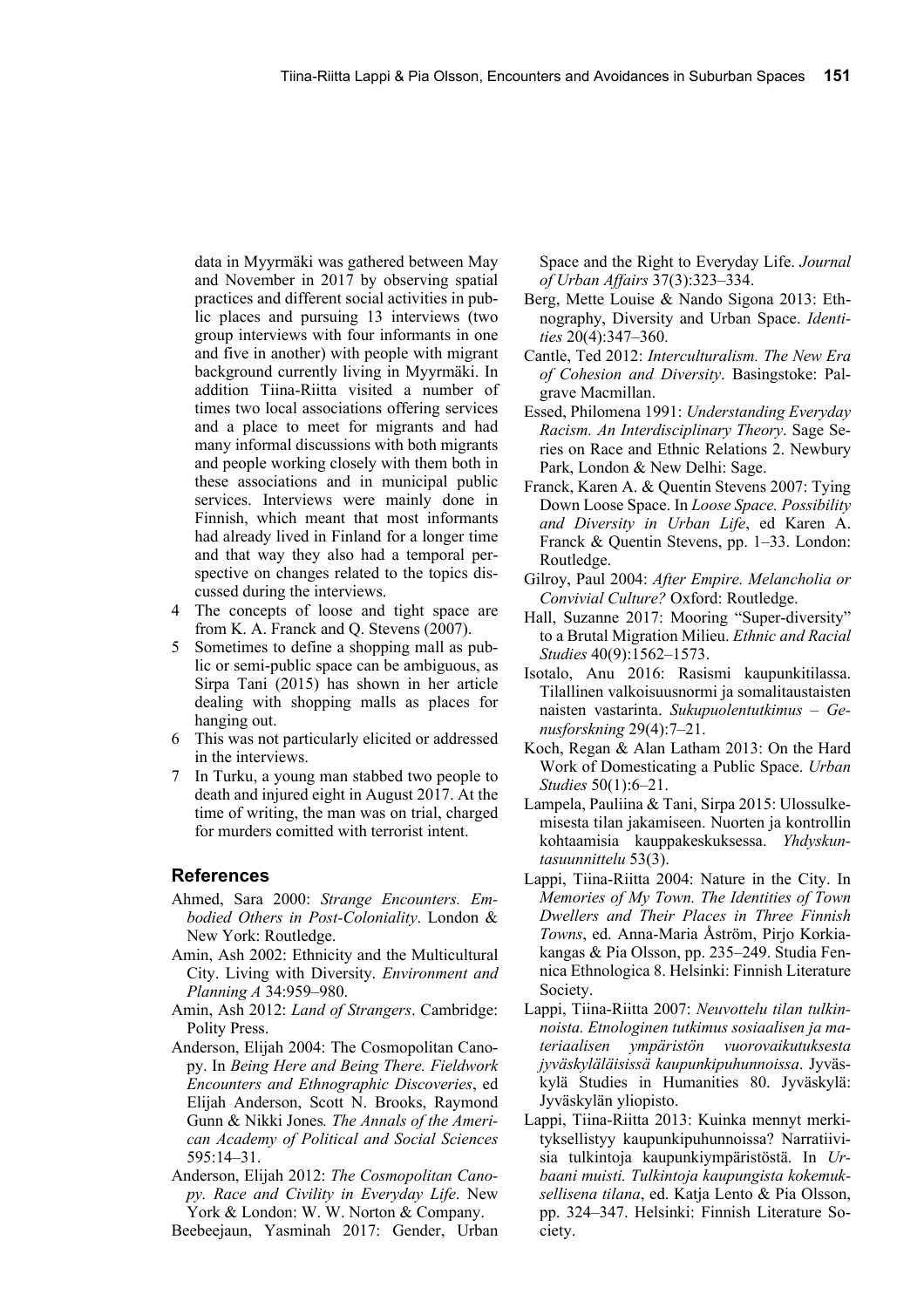data in Myyrmäki was gathered between May and November in 2017 by observing spatial practices and different social activities in public places and pursuing 13 interviews (two group interviews with four informants in one and five in another) with people with migrant background currently living in Myyrmäki. In addition Tiina-Riitta visited a number of times two local associations offering services and a place to meet for migrants and had many informal discussions with both migrants and people working closely with them both in these associations and in municipal public services. Interviews were mainly done in Finnish, which meant that most informants had already lived in Finland for a longer time and that way they also had a temporal perspective on changes related to the topics discussed during the interviews.

4 The concepts of loose and tight space are from K. A. Franck and Q. Stevens (2007).

5 Sometimes to define a shopping mall as public or semi-public space can be ambiguous, as Sirpa Tani (2015) has shown in her article dealing with shopping malls as places for hanging out.

6 This was not particularly elicited or addressed in the interviews.

7 In Turku, a young man stabbed two people to death and injured eight in August 2017. At the time of writing, the man was on trial, charged for murders comitted with terrorist intent.

## References

Ahmed, Sara 2000: *Strange Encounters. Embodied Others in Post-Coloniality*. London & New York: Routledge.

Amin, Ash 2002: Ethnicity and the Multicultural City. Living with Diversity. *Environment and Planning A* 34:959–980.

Amin, Ash 2012: *Land of Strangers*. Cambridge: Polity Press.

Anderson, Elijah 2004: The Cosmopolitan Canopy. In *Being Here and Being There. Fieldwork Encounters and Ethnographic Discoveries*, ed Elijah Anderson, Scott N. Brooks, Raymond Gunn & Nikki Jones*. The Annals of the American Academy of Political and Social Sciences* 595:14–31.

Anderson, Elijah 2012: *The Cosmopolitan Canopy. Race and Civility in Everyday Life*. New York & London: W. W. Norton & Company.

Beebeejaun, Yasminah 2017: Gender, Urban Space and the Right to Everyday Life. *Journal of Urban Affairs* 37(3):323–334.

Berg, Mette Louise & Nando Sigona 2013: Ethnography, Diversity and Urban Space. *Identities* 20(4):347–360.

Cantle, Ted 2012: *Interculturalism. The New Era of Cohesion and Diversity*. Basingstoke: Palgrave Macmillan.

Essed, Philomena 1991: *Understanding Everyday Racism. An Interdisciplinary Theory*. Sage Series on Race and Ethnic Relations 2. Newbury Park, London & New Delhi: Sage.

Franck, Karen A. & Quentin Stevens 2007: Tying Down Loose Space. In *Loose Space. Possibility and Diversity in Urban Life*, ed Karen A. Franck & Quentin Stevens, pp. 1–33. London: Routledge.

Gilroy, Paul 2004: *After Empire. Melancholia or Convivial Culture?* Oxford: Routledge.

Hall, Suzanne 2017: Mooring "Super-diversity" to a Brutal Migration Milieu. *Ethnic and Racial Studies* 40(9):1562–1573.

Isotalo, Anu 2016: Rasismi kaupunkitilassa. Tilallinen valkoisuusnormi ja somalitaustaisten naisten vastarinta. *Sukupuolentutkimus – Genusforskning* 29(4):7–21.

Koch, Regan & Alan Latham 2013: On the Hard Work of Domesticating a Public Space. *Urban Studies* 50(1):6–21.

Lampela, Pauliina & Tani, Sirpa 2015: Ulossulkemisesta tilan jakamiseen. Nuorten ja kontrollin kohtaamisia kauppakeskuksessa. *Yhdyskuntasuunnittelu* 53(3).

Lappi, Tiina-Riitta 2004: Nature in the City. In *Memories of My Town. The Identities of Town Dwellers and Their Places in Three Finnish Towns*, ed. Anna-Maria Åström, Pirjo Korkiakangas & Pia Olsson, pp. 235–249. Studia Fennica Ethnologica 8. Helsinki: Finnish Literature Society.

Lappi, Tiina-Riitta 2007: *Neuvottelu tilan tulkinnoista. Etnologinen tutkimus sosiaalisen ja materiaalisen ympäristön vuorovaikutuksesta jyväskyläläisissä kaupunkipuhunnoissa*. Jyväskylä Studies in Humanities 80. Jyväskylä: Jyväskylän yliopisto.

Lappi, Tiina-Riitta 2013: Kuinka mennyt merkityksellistyy kaupunkipuhunnoissa? Narratiivisia tulkintoja kaupunkiympäristöstä. In *Urbaani muisti. Tulkintoja kaupungista kokemuksellisena tilana*, ed. Katja Lento & Pia Olsson, pp. 324–347. Helsinki: Finnish Literature Society.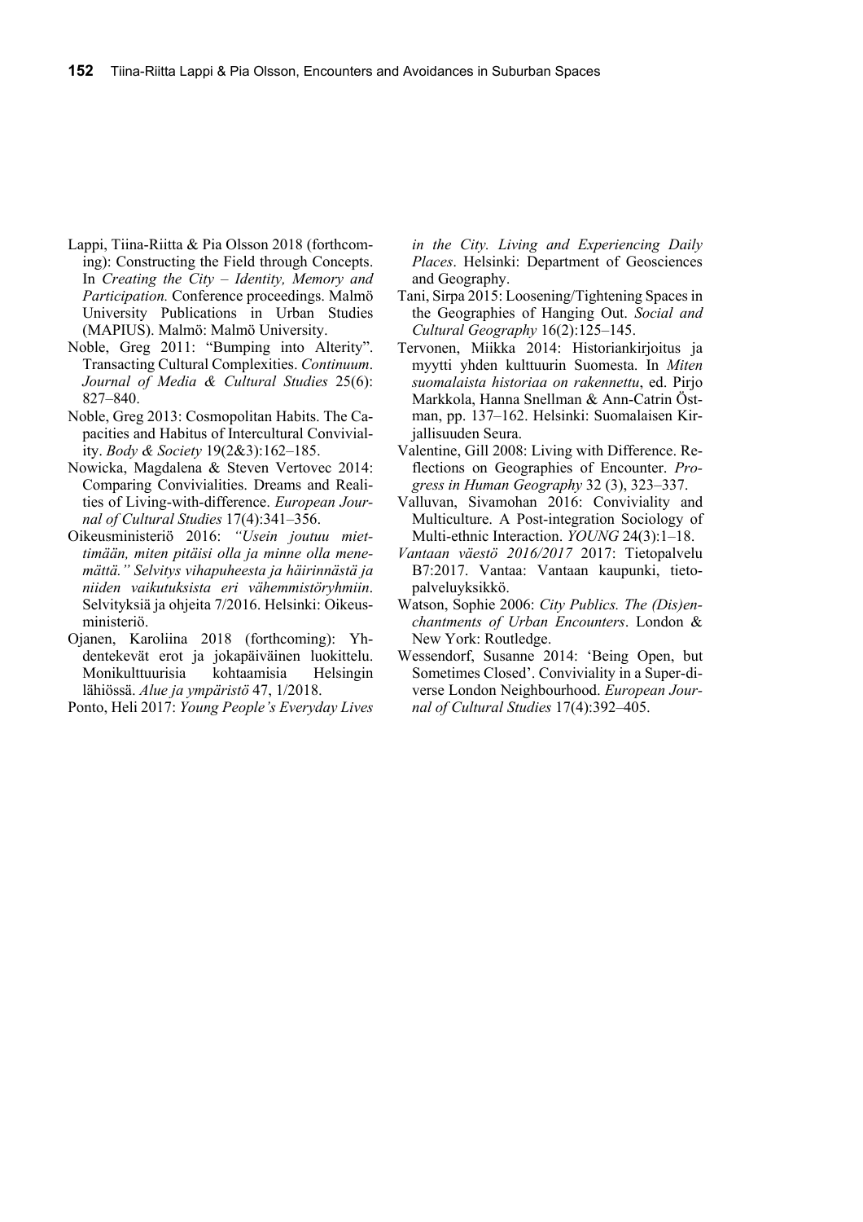Lappi, Tiina-Riitta & Pia Olsson 2018 (forthcoming): Constructing the Field through Concepts. In *Creating the City – Identity, Memory and Participation.* Conference proceedings. Malmö University Publications in Urban Studies (MAPIUS). Malmö: Malmö University.

Noble, Greg 2011: "Bumping into Alterity". Transacting Cultural Complexities. *Continuum. Journal of Media & Cultural Studies* 25(6): 827–840.

Noble, Greg 2013: Cosmopolitan Habits. The Capacities and Habitus of Intercultural Conviviality. *Body & Society* 19(2&3):162–185.

Nowicka, Magdalena & Steven Vertovec 2014: Comparing Convivialities. Dreams and Realities of Living-with-difference. *European Journal of Cultural Studies* 17(4):341–356.

Oikeusministeriö 2016: *"Usein joutuu miettimään, miten pitäisi olla ja minne olla menemättä." Selvitys vihapuheesta ja häirinnästä ja niiden vaikutuksista eri vähemmistöryhmiin*. Selvityksiä ja ohjeita 7/2016. Helsinki: Oikeusministeriö.

Ojanen, Karoliina 2018 (forthcoming): Yhdentekevät erot ja jokapäiväinen luokittelu. Monikulttuurisia kohtaamisia Helsingin lähiössä. *Alue ja ympäristö* 47, 1/2018.

Ponto, Heli 2017: *Young People's Everyday Lives in the City. Living and Experiencing Daily Places*. Helsinki: Department of Geosciences and Geography.

Tani, Sirpa 2015: Loosening/Tightening Spaces in the Geographies of Hanging Out. *Social and Cultural Geography* 16(2):125–145.

Tervonen, Miikka 2014: Historiankirjoitus ja myytti yhden kulttuurin Suomesta. In *Miten suomalaista historiaa on rakennettu*, ed. Pirjo Markkola, Hanna Snellman & Ann-Catrin Östman, pp. 137–162. Helsinki: Suomalaisen Kirjallisuuden Seura.

Valentine, Gill 2008: Living with Difference. Reflections on Geographies of Encounter. *Progress in Human Geography* 32 (3), 323–337.

Valluvan, Sivamohan 2016: Conviviality and Multiculture. A Post-integration Sociology of Multi-ethnic Interaction. *YOUNG* 24(3):1–18.

*Vantaan väestö 2016/2017* 2017: Tietopalvelu B7:2017. Vantaa: Vantaan kaupunki, tietopalveluyksikkö.

Watson, Sophie 2006: *City Publics. The (Dis)enchantments of Urban Encounters*. London & New York: Routledge.

Wessendorf, Susanne 2014: 'Being Open, but Sometimes Closed'. Conviviality in a Super-diverse London Neighbourhood. *European Journal of Cultural Studies* 17(4):392–405.